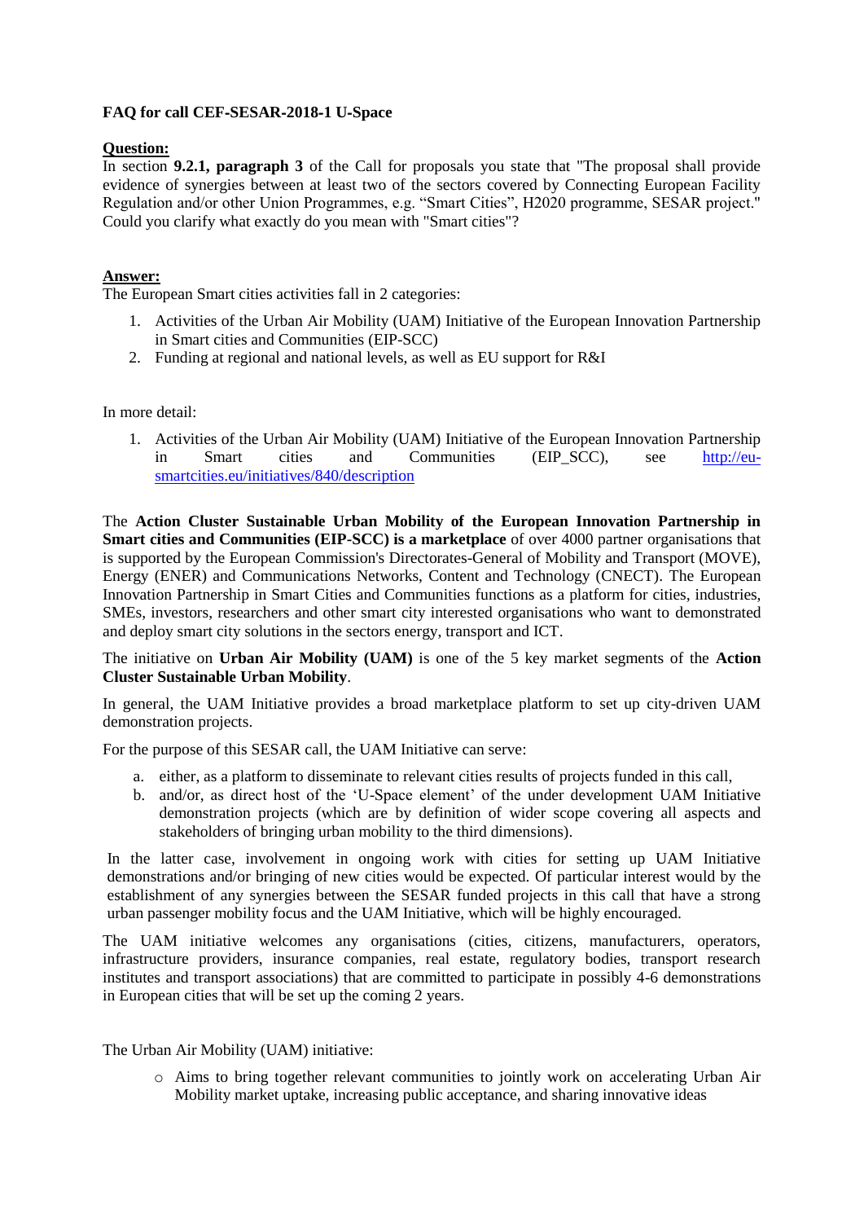**FAQ for call CEF-SESAR-2018-1 U-Space**

**Question:**

In section **9.2.1, paragraph 3** of the Call for proposals you state that "The proposal shall provide evidence of synergies between at least two of the sectors covered by Connecting European Facility Regulation and/or other Union Programmes, e.g. "Smart Cities", H2020 programme, SESAR project." Could you clarify what exactly do you mean with "Smart cities"?

**Answer:**

The European Smart cities activities fall in 2 categories:

1. Activities of the Urban Air Mobility (UAM) Initiative of the European Innovation Partnership in Smart cities and Communities (EIP-SCC)
2. Funding at regional and national levels, as well as EU support for R&I

In more detail:

1. Activities of the Urban Air Mobility (UAM) Initiative of the European Innovation Partnership in Smart cities and Communities (EIP_SCC), see http://eu-smartcities.eu/initiatives/840/description

The **Action Cluster Sustainable Urban Mobility of the European Innovation Partnership in Smart cities and Communities (EIP-SCC) is a marketplace** of over 4000 partner organisations that is supported by the European Commission's Directorates-General of Mobility and Transport (MOVE), Energy (ENER) and Communications Networks, Content and Technology (CNECT). The European Innovation Partnership in Smart Cities and Communities functions as a platform for cities, industries, SMEs, investors, researchers and other smart city interested organisations who want to demonstrated and deploy smart city solutions in the sectors energy, transport and ICT.

The initiative on **Urban Air Mobility (UAM)** is one of the 5 key market segments of the **Action Cluster Sustainable Urban Mobility**.

In general, the UAM Initiative provides a broad marketplace platform to set up city-driven UAM demonstration projects.

For the purpose of this SESAR call, the UAM Initiative can serve:

a. either, as a platform to disseminate to relevant cities results of projects funded in this call,
b. and/or, as direct host of the 'U-Space element' of the under development UAM Initiative demonstration projects (which are by definition of wider scope covering all aspects and stakeholders of bringing urban mobility to the third dimensions).

In the latter case, involvement in ongoing work with cities for setting up UAM Initiative demonstrations and/or bringing of new cities would be expected. Of particular interest would by the establishment of any synergies between the SESAR funded projects in this call that have a strong urban passenger mobility focus and the UAM Initiative, which will be highly encouraged.

The UAM initiative welcomes any organisations (cities, citizens, manufacturers, operators, infrastructure providers, insurance companies, real estate, regulatory bodies, transport research institutes and transport associations) that are committed to participate in possibly 4-6 demonstrations in European cities that will be set up the coming 2 years.

The Urban Air Mobility (UAM) initiative:

- Aims to bring together relevant communities to jointly work on accelerating Urban Air Mobility market uptake, increasing public acceptance, and sharing innovative ideas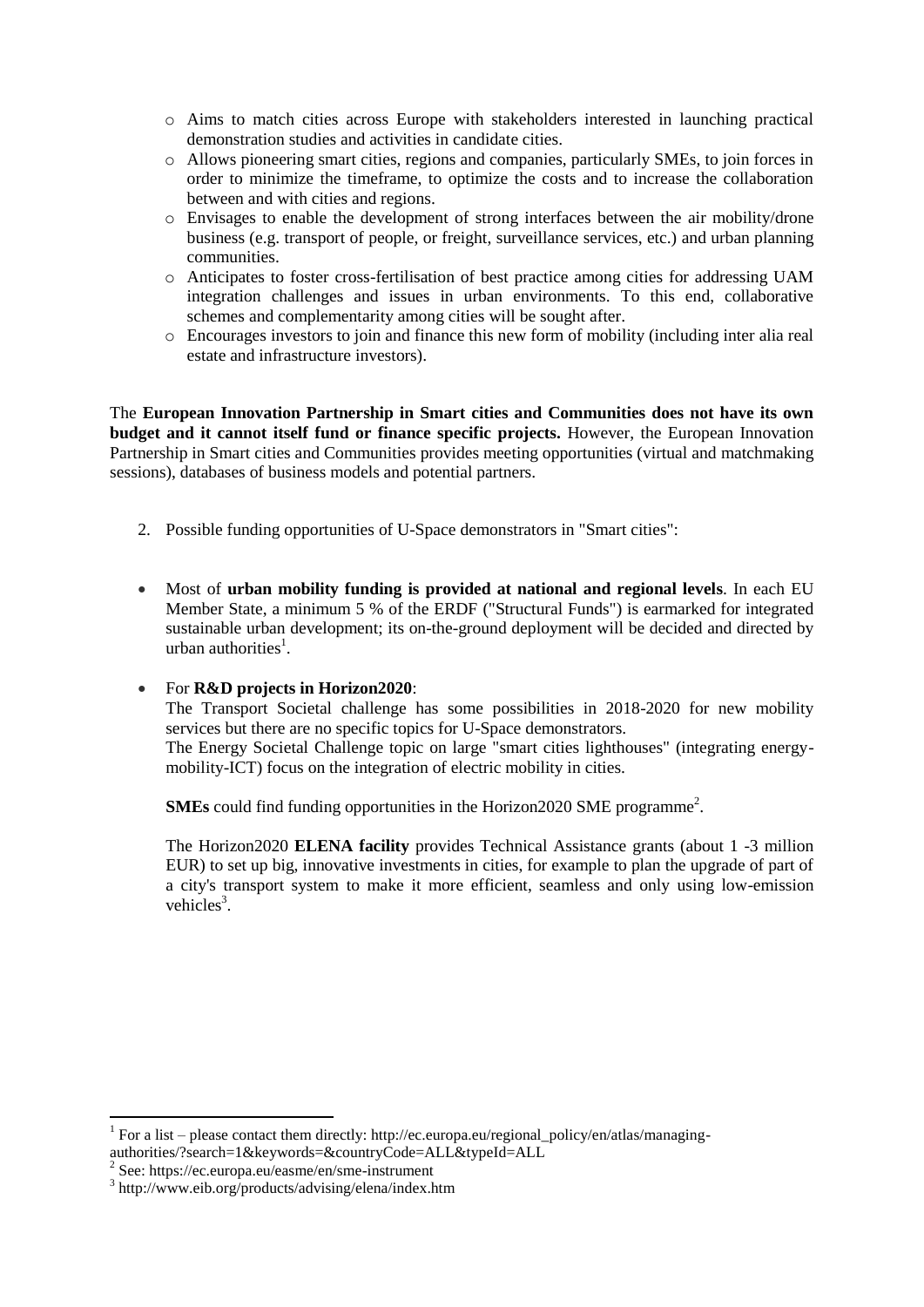- Aims to match cities across Europe with stakeholders interested in launching practical demonstration studies and activities in candidate cities.
- Allows pioneering smart cities, regions and companies, particularly SMEs, to join forces in order to minimize the timeframe, to optimize the costs and to increase the collaboration between and with cities and regions.
- Envisages to enable the development of strong interfaces between the air mobility/drone business (e.g. transport of people, or freight, surveillance services, etc.) and urban planning communities.
- Anticipates to foster cross-fertilisation of best practice among cities for addressing UAM integration challenges and issues in urban environments. To this end, collaborative schemes and complementarity among cities will be sought after.
- Encourages investors to join and finance this new form of mobility (including inter alia real estate and infrastructure investors).

The **European Innovation Partnership in Smart cities and Communities does not have its own budget and it cannot itself fund or finance specific projects.** However, the European Innovation Partnership in Smart cities and Communities provides meeting opportunities (virtual and matchmaking sessions), databases of business models and potential partners.

2. Possible funding opportunities of U-Space demonstrators in "Smart cities":

- Most of **urban mobility funding is provided at national and regional levels**. In each EU Member State, a minimum 5 % of the ERDF ("Structural Funds") is earmarked for integrated sustainable urban development; its on-the-ground deployment will be decided and directed by urban authorities[1].

- For **R&D projects in Horizon2020**:

  The Transport Societal challenge has some possibilities in 2018-2020 for new mobility services but there are no specific topics for U-Space demonstrators.

  The Energy Societal Challenge topic on large "smart cities lighthouses" (integrating energy-mobility-ICT) focus on the integration of electric mobility in cities.

  **SMEs** could find funding opportunities in the Horizon2020 SME programme[2].

  The Horizon2020 **ELENA facility** provides Technical Assistance grants (about 1 -3 million EUR) to set up big, innovative investments in cities, for example to plan the upgrade of part of a city's transport system to make it more efficient, seamless and only using low-emission vehicles[3].

---

[1] For a list – please contact them directly: http://ec.europa.eu/regional_policy/en/atlas/managing-authorities/?search=1&keywords=&countryCode=ALL&typeId=ALL

[2] See: https://ec.europa.eu/easme/en/sme-instrument

[3] http://www.eib.org/products/advising/elena/index.htm